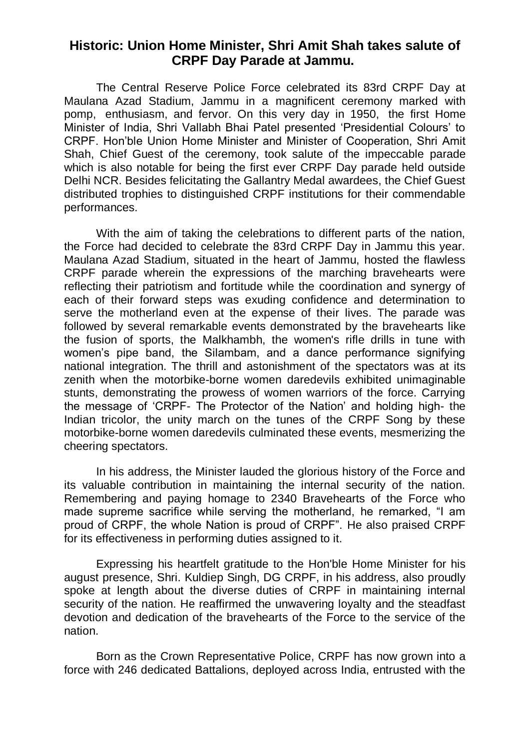# Historic: Union Home Minister, Shri Amit Shah takes salute of CRPF Day Parade at Jammu.

The Central Reserve Police Force celebrated its 83rd CRPF Day at Maulana Azad Stadium, Jammu in a magnificent ceremony marked with pomp, enthusiasm, and fervor. On this very day in 1950, the first Home Minister of India, Shri Vallabh Bhai Patel presented 'Presidential Colours' to CRPF. Hon'ble Union Home Minister and Minister of Cooperation, Shri Amit Shah, Chief Guest of the ceremony, took salute of the impeccable parade which is also notable for being the first ever CRPF Day parade held outside Delhi NCR. Besides felicitating the Gallantry Medal awardees, the Chief Guest distributed trophies to distinguished CRPF institutions for their commendable performances.

With the aim of taking the celebrations to different parts of the nation, the Force had decided to celebrate the 83rd CRPF Day in Jammu this year. Maulana Azad Stadium, situated in the heart of Jammu, hosted the flawless CRPF parade wherein the expressions of the marching bravehearts were reflecting their patriotism and fortitude while the coordination and synergy of each of their forward steps was exuding confidence and determination to serve the motherland even at the expense of their lives. The parade was followed by several remarkable events demonstrated by the bravehearts like the fusion of sports, the Malkhambh, the women's rifle drills in tune with women's pipe band, the Silambam, and a dance performance signifying national integration. The thrill and astonishment of the spectators was at its zenith when the motorbike-borne women daredevils exhibited unimaginable stunts, demonstrating the prowess of women warriors of the force. Carrying the message of 'CRPF- The Protector of the Nation' and holding high- the Indian tricolor, the unity march on the tunes of the CRPF Song by these motorbike-borne women daredevils culminated these events, mesmerizing the cheering spectators.

In his address, the Minister lauded the glorious history of the Force and its valuable contribution in maintaining the internal security of the nation. Remembering and paying homage to 2340 Bravehearts of the Force who made supreme sacrifice while serving the motherland, he remarked, "I am proud of CRPF, the whole Nation is proud of CRPF". He also praised CRPF for its effectiveness in performing duties assigned to it.

Expressing his heartfelt gratitude to the Hon'ble Home Minister for his august presence, Shri. Kuldiep Singh, DG CRPF, in his address, also proudly spoke at length about the diverse duties of CRPF in maintaining internal security of the nation. He reaffirmed the unwavering loyalty and the steadfast devotion and dedication of the bravehearts of the Force to the service of the nation.

Born as the Crown Representative Police, CRPF has now grown into a force with 246 dedicated Battalions, deployed across India, entrusted with the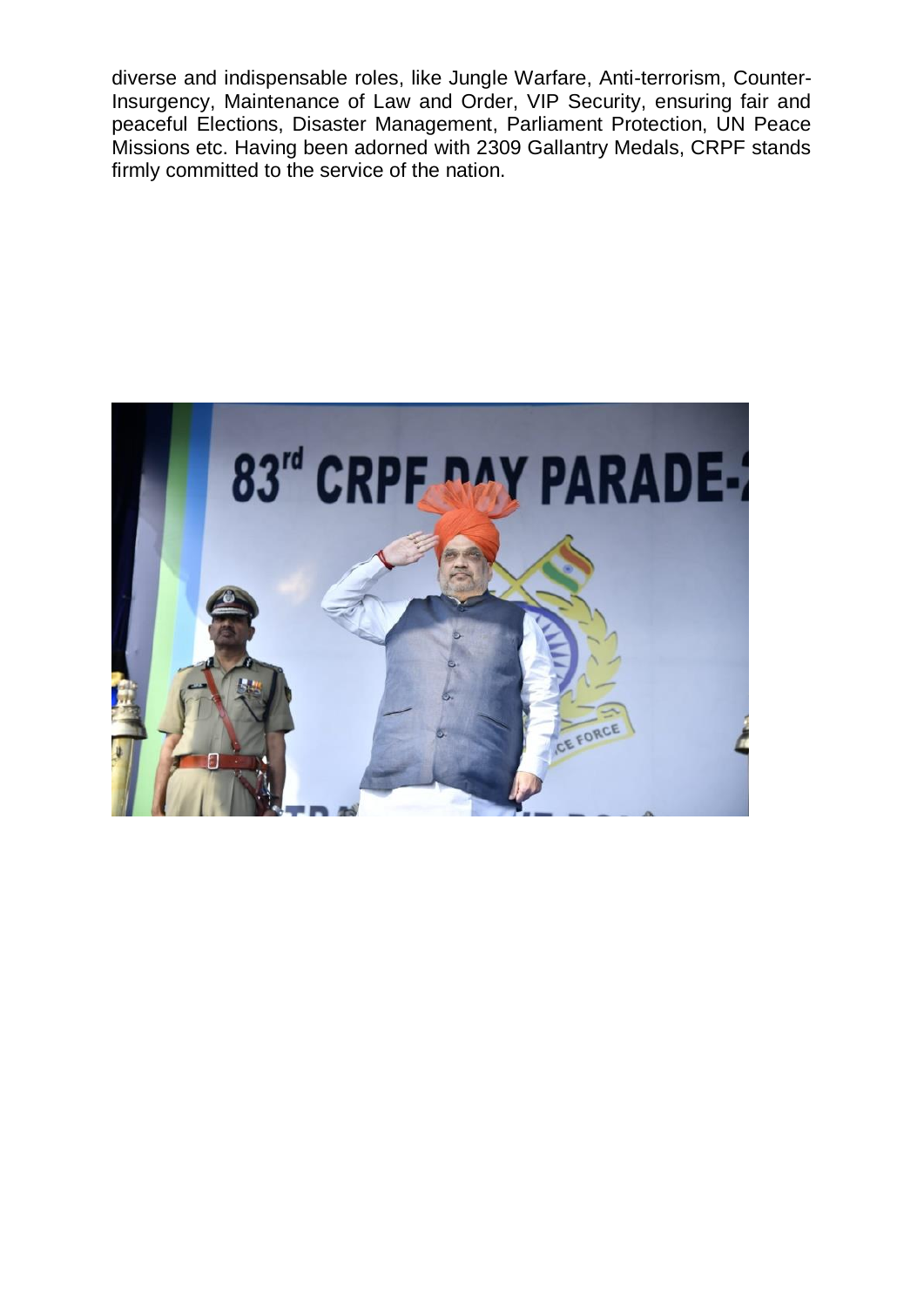diverse and indispensable roles, like Jungle Warfare, Anti-terrorism, Counter-Insurgency, Maintenance of Law and Order, VIP Security, ensuring fair and peaceful Elections, Disaster Management, Parliament Protection, UN Peace Missions etc. Having been adorned with 2309 Gallantry Medals, CRPF stands firmly committed to the service of the nation.